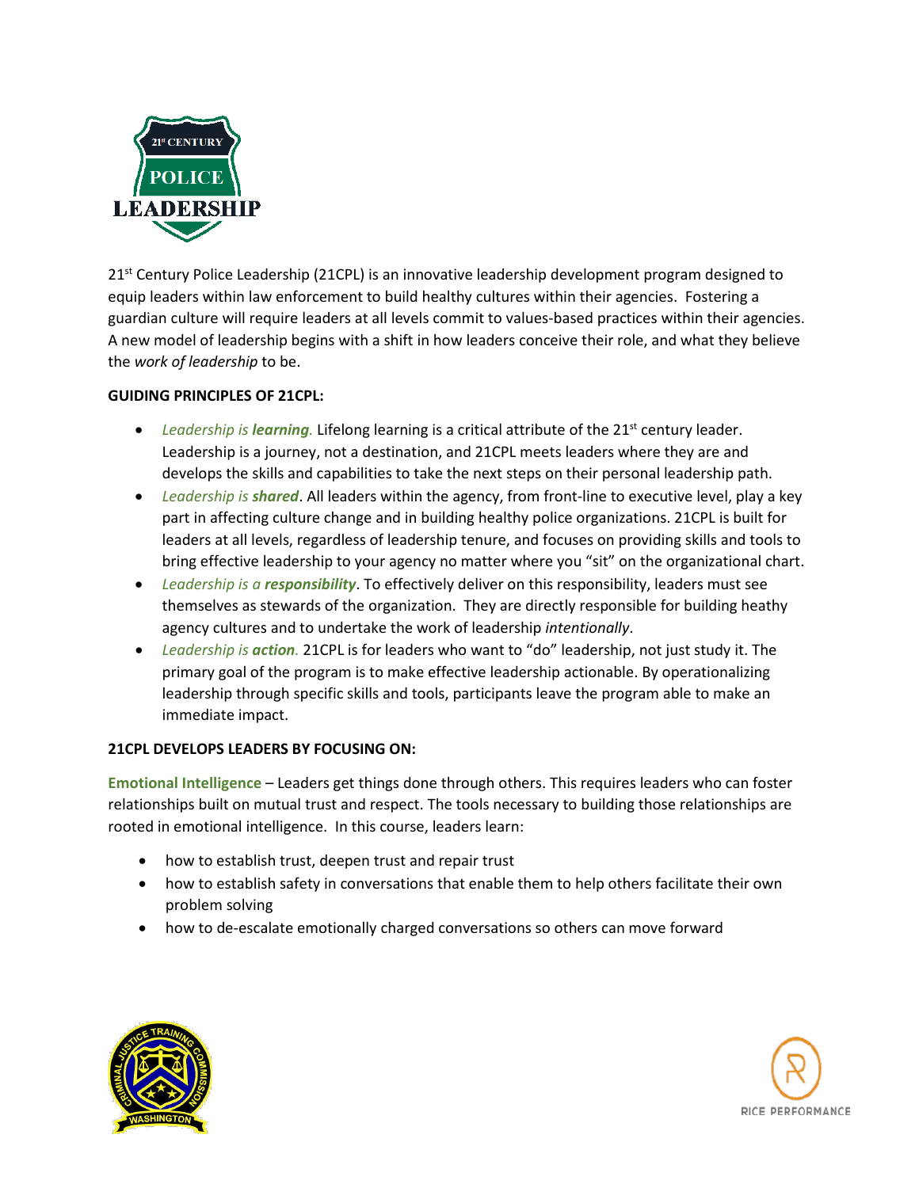21st Century Police Leadership (21CPL) is an innovative leadership development program designed to equip leaders within law enforcement to build healthy cultures within their agencies. Fostering a guardian culture will require leaders at all levels commit to values-based practices within their agencies. A new model of leadership begins with a shift in how leaders conceive their role, and what they believe the *work of leadership* to be.

**GUIDING PRINCIPLES OF 21CPL:**

- *Leadership is **learning**.* Lifelong learning is a critical attribute of the 21st century leader. Leadership is a journey, not a destination, and 21CPL meets leaders where they are and develops the skills and capabilities to take the next steps on their personal leadership path.
- *Leadership is **shared***. All leaders within the agency, from front-line to executive level, play a key part in affecting culture change and in building healthy police organizations. 21CPL is built for leaders at all levels, regardless of leadership tenure, and focuses on providing skills and tools to bring effective leadership to your agency no matter where you "sit" on the organizational chart.
- *Leadership is a **responsibility***. To effectively deliver on this responsibility, leaders must see themselves as stewards of the organization. They are directly responsible for building heathy agency cultures and to undertake the work of leadership *intentionally*.
- *Leadership is **action**.* 21CPL is for leaders who want to "do" leadership, not just study it. The primary goal of the program is to make effective leadership actionable. By operationalizing leadership through specific skills and tools, participants leave the program able to make an immediate impact.

**21CPL DEVELOPS LEADERS BY FOCUSING ON:**

**Emotional Intelligence** – Leaders get things done through others. This requires leaders who can foster relationships built on mutual trust and respect. The tools necessary to building those relationships are rooted in emotional intelligence. In this course, leaders learn:

- how to establish trust, deepen trust and repair trust
- how to establish safety in conversations that enable them to help others facilitate their own problem solving
- how to de-escalate emotionally charged conversations so others can move forward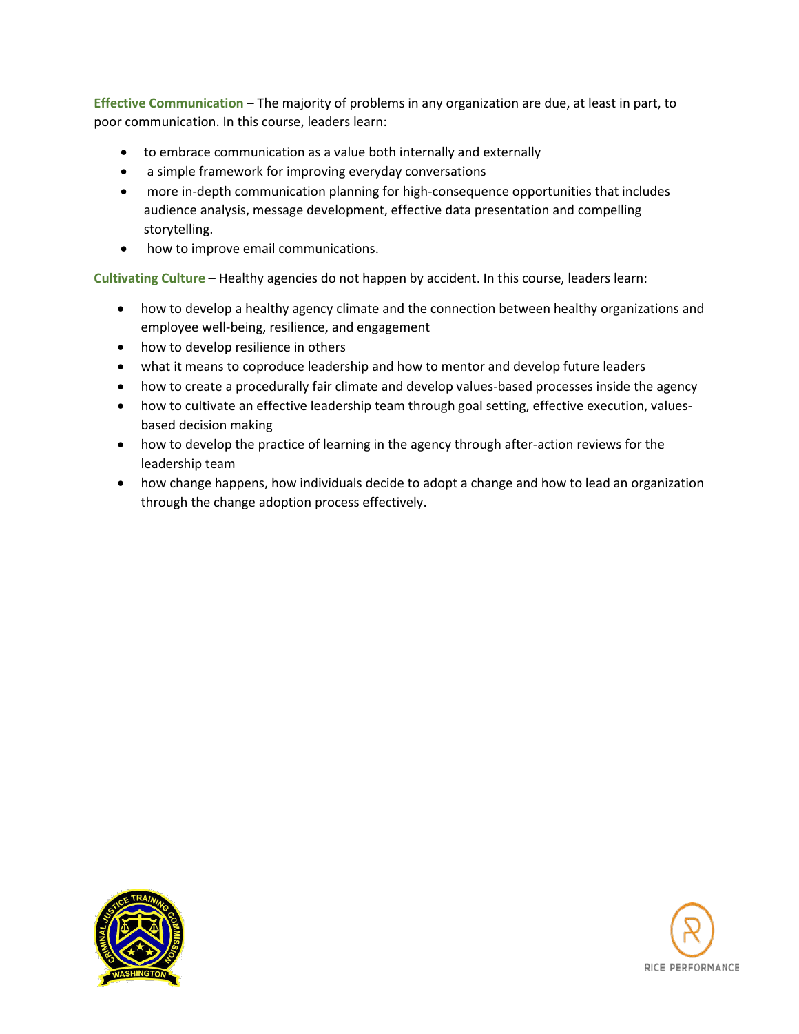**Effective Communication** – The majority of problems in any organization are due, at least in part, to poor communication. In this course, leaders learn:

- to embrace communication as a value both internally and externally
- a simple framework for improving everyday conversations
- more in-depth communication planning for high-consequence opportunities that includes audience analysis, message development, effective data presentation and compelling storytelling.
- how to improve email communications.

**Cultivating Culture** – Healthy agencies do not happen by accident. In this course, leaders learn:

- how to develop a healthy agency climate and the connection between healthy organizations and employee well-being, resilience, and engagement
- how to develop resilience in others
- what it means to coproduce leadership and how to mentor and develop future leaders
- how to create a procedurally fair climate and develop values-based processes inside the agency
- how to cultivate an effective leadership team through goal setting, effective execution, values-based decision making
- how to develop the practice of learning in the agency through after-action reviews for the leadership team
- how change happens, how individuals decide to adopt a change and how to lead an organization through the change adoption process effectively.